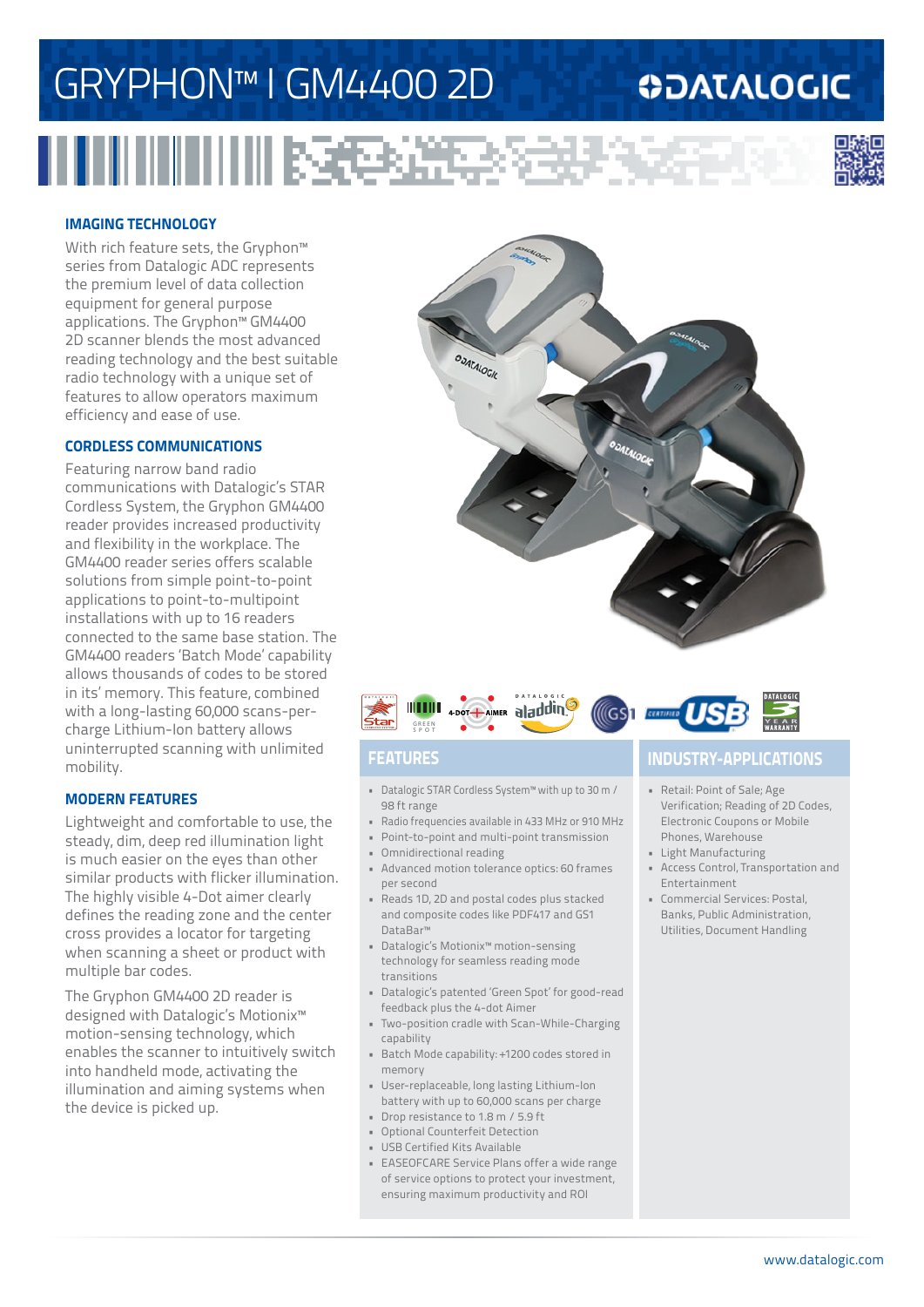# GRYPHON™ I GM4400 2D

## IMAGING TECHNOLOGY

With rich feature sets, the Gryphon™ series from Datalogic ADC represents the premium level of data collection equipment for general purpose applications. The Gryphon™ GM4400 2D scanner blends the most advanced reading technology and the best suitable radio technology with a unique set of features to allow operators maximum efficiency and ease of use.

## CORDLESS COMMUNICATIONS

Featuring narrow band radio communications with Datalogic's STAR Cordless System, the Gryphon GM4400 reader provides increased productivity and flexibility in the workplace. The GM4400 reader series offers scalable solutions from simple point-to-point applications to point-to-multipoint installations with up to 16 readers connected to the same base station. The GM4400 readers 'Batch Mode' capability allows thousands of codes to be stored in its' memory. This feature, combined with a long-lasting 60,000 scans-per-charge Lithium-Ion battery allows uninterrupted scanning with unlimited mobility.

## MODERN FEATURES

Lightweight and comfortable to use, the steady, dim, deep red illumination light is much easier on the eyes than other similar products with flicker illumination. The highly visible 4-Dot aimer clearly defines the reading zone and the center cross provides a locator for targeting when scanning a sheet or product with multiple bar codes.

The Gryphon GM4400 2D reader is designed with Datalogic's Motionix™ motion-sensing technology, which enables the scanner to intuitively switch into handheld mode, activating the illumination and aiming systems when the device is picked up.

## FEATURES

- Datalogic STAR Cordless System™ with up to 30 m / 98 ft range
- Radio frequencies available in 433 MHz or 910 MHz
- Point-to-point and multi-point transmission
- Omnidirectional reading
- Advanced motion tolerance optics: 60 frames per second
- Reads 1D, 2D and postal codes plus stacked and composite codes like PDF417 and GS1 DataBar™
- Datalogic's Motionix™ motion-sensing technology for seamless reading mode transitions
- Datalogic's patented 'Green Spot' for good-read feedback plus the 4-dot Aimer
- Two-position cradle with Scan-While-Charging capability
- Batch Mode capability: +1200 codes stored in memory
- User-replaceable, long lasting Lithium-Ion battery with up to 60,000 scans per charge
- Drop resistance to 1.8 m / 5.9 ft
- Optional Counterfeit Detection
- USB Certified Kits Available
- EASEOFCARE Service Plans offer a wide range of service options to protect your investment, ensuring maximum productivity and ROI

## INDUSTRY-APPLICATIONS

- Retail: Point of Sale; Age Verification; Reading of 2D Codes, Electronic Coupons or Mobile Phones, Warehouse
- Light Manufacturing
- Access Control, Transportation and Entertainment
- Commercial Services: Postal, Banks, Public Administration, Utilities, Document Handling

www.datalogic.com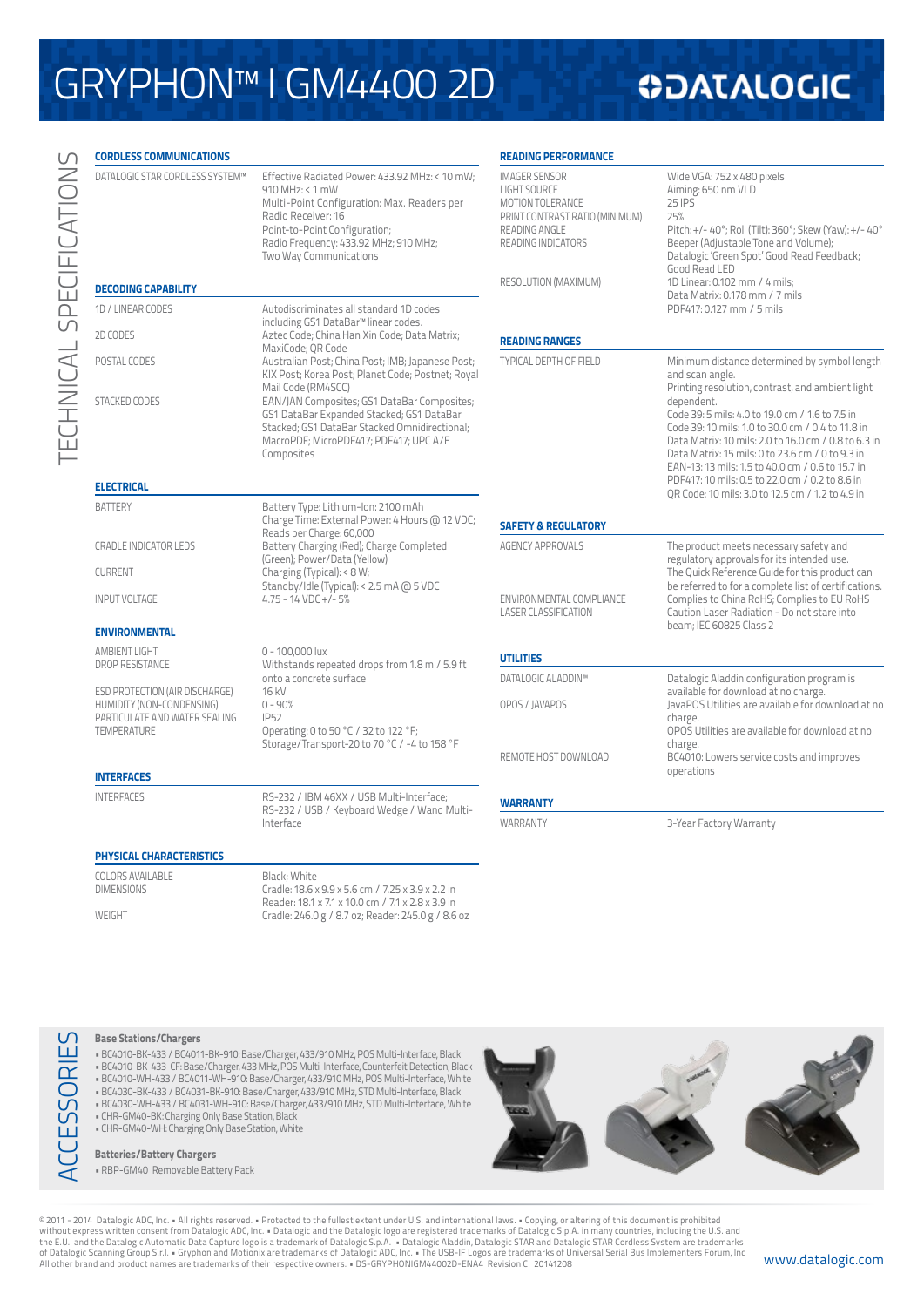# GRYPHON™ I GM4400 2D

DATALOGIC

## TECHNICAL SPECIFICATIONS

### CORDLESS COMMUNICATIONS

| | |
|---|---|
| DATALOGIC STAR CORDLESS SYSTEM™ | Effective Radiated Power: 433.92 MHz: < 10 mW; 910 MHz: < 1 mW<br>Multi-Point Configuration: Max. Readers per Radio Receiver: 16<br>Point-to-Point Configuration;<br>Radio Frequency: 433.92 MHz; 910 MHz;<br>Two Way Communications |

### DECODING CAPABILITY

| | |
|---|---|
| 1D / LINEAR CODES | Autodiscriminates all standard 1D codes including GS1 DataBar™ linear codes. |
| 2D CODES | Aztec Code; China Han Xin Code; Data Matrix; MaxiCode; QR Code |
| POSTAL CODES | Australian Post; China Post; IMB; Japanese Post; KIX Post; Korea Post; Planet Code; Postnet; Royal Mail Code (RM4SCC) |
| STACKED CODES | EAN/JAN Composites; GS1 DataBar Composites; GS1 DataBar Expanded Stacked; GS1 DataBar Stacked; GS1 DataBar Stacked Omnidirectional; MacroPDF; MicroPDF417; PDF417; UPC A/E Composites |

### ELECTRICAL

| | |
|---|---|
| BATTERY | Battery Type: Lithium-Ion: 2100 mAh<br>Charge Time: External Power: 4 Hours @ 12 VDC;<br>Reads per Charge: 60,000 |
| CRADLE INDICATOR LEDS | Battery Charging (Red); Charge Completed (Green); Power/Data (Yellow) |
| CURRENT | Charging (Typical): < 8 W;<br>Standby/Idle (Typical): < 2.5 mA @ 5 VDC |
| INPUT VOLTAGE | 4.75 - 14 VDC +/- 5% |

### ENVIRONMENTAL

| | |
|---|---|
| AMBIENT LIGHT | 0 - 100,000 lux |
| DROP RESISTANCE | Withstands repeated drops from 1.8 m / 5.9 ft onto a concrete surface |
| ESD PROTECTION (AIR DISCHARGE) | 16 kV |
| HUMIDITY (NON-CONDENSING) | 0 - 90% |
| PARTICULATE AND WATER SEALING | IP52 |
| TEMPERATURE | Operating: 0 to 50 °C / 32 to 122 °F;<br>Storage/Transport-20 to 70 °C / -4 to 158 °F |

### INTERFACES

| | |
|---|---|
| INTERFACES | RS-232 / IBM 46XX / USB Multi-Interface;<br>RS-232 / USB / Keyboard Wedge / Wand Multi-Interface |

### PHYSICAL CHARACTERISTICS

| | |
|---|---|
| COLORS AVAILABLE | Black; White |
| DIMENSIONS | Cradle: 18.6 x 9.9 x 5.6 cm / 7.25 x 3.9 x 2.2 in<br>Reader: 18.1 x 7.1 x 10.0 cm / 7.1 x 2.8 x 3.9 in |
| WEIGHT | Cradle: 246.0 g / 8.7 oz; Reader: 245.0 g / 8.6 oz |

### READING PERFORMANCE

| | |
|---|---|
| IMAGER SENSOR | Wide VGA: 752 x 480 pixels |
| LIGHT SOURCE | Aiming: 650 nm VLD |
| MOTION TOLERANCE | 25 IPS |
| PRINT CONTRAST RATIO (MINIMUM) | 25% |
| READING ANGLE | Pitch: +/- 40°; Roll (Tilt): 360°; Skew (Yaw): +/- 40° |
| READING INDICATORS | Beeper (Adjustable Tone and Volume);<br>Datalogic 'Green Spot' Good Read Feedback;<br>Good Read LED |
| RESOLUTION (MAXIMUM) | 1D Linear: 0.102 mm / 4 mils;<br>Data Matrix: 0.178 mm / 7 mils<br>PDF417: 0.127 mm / 5 mils |

### READING RANGES

| | |
|---|---|
| TYPICAL DEPTH OF FIELD | Minimum distance determined by symbol length and scan angle.<br>Printing resolution, contrast, and ambient light dependent.<br>Code 39: 5 mils: 4.0 to 19.0 cm / 1.6 to 7.5 in<br>Code 39: 10 mils: 1.0 to 30.0 cm / 0.4 to 11.8 in<br>Data Matrix: 10 mils: 2.0 to 16.0 cm / 0.8 to 6.3 in<br>Data Matrix: 15 mils: 0 to 23.6 cm / 0 to 9.3 in<br>EAN-13: 13 mils: 1.5 to 40.0 cm / 0.6 to 15.7 in<br>PDF417: 10 mils: 0.5 to 22.0 cm / 0.2 to 8.6 in<br>QR Code: 10 mils: 3.0 to 12.5 cm / 1.2 to 4.9 in |

### SAFETY & REGULATORY

| | |
|---|---|
| AGENCY APPROVALS | The product meets necessary safety and regulatory approvals for its intended use.<br>The Quick Reference Guide for this product can be referred to for a complete list of certifications. |
| ENVIRONMENTAL COMPLIANCE | Complies to China RoHS; Complies to EU RoHS |
| LASER CLASSIFICATION | Caution Laser Radiation - Do not stare into beam; IEC 60825 Class 2 |

### UTILITIES

| | |
|---|---|
| DATALOGIC ALADDIN™ | Datalogic Aladdin configuration program is available for download at no charge. |
| OPOS / JAVAPOS | JavaPOS Utilities are available for download at no charge.<br>OPOS Utilities are available for download at no charge. |
| REMOTE HOST DOWNLOAD | BC4010: Lowers service costs and improves operations |

### WARRANTY

| | |
|---|---|
| WARRANTY | 3-Year Factory Warranty |

## ACCESSORIES

### Base Stations/Chargers

- BC4010-BK-433 / BC4011-BK-910: Base/Charger, 433/910 MHz, POS Multi-Interface, Black
- BC4010-BK-433-CF: Base/Charger, 433 MHz, POS Multi-Interface, Counterfeit Detection, Black
- BC4010-WH-433 / BC4011-WH-910: Base/Charger, 433/910 MHz, POS Multi-Interface, White
- BC4030-BK-433 / BC4031-BK-910: Base/Charger, 433/910 MHz, STD Multi-Interface, Black
- BC4030-WH-433 / BC4031-WH-910: Base/Charger, 433/910 MHz, STD Multi-Interface, White
- CHR-GM40-BK: Charging Only Base Station, Black
- CHR-GM40-WH: Charging Only Base Station, White

### Batteries/Battery Chargers

- RBP-GM40 Removable Battery Pack

© 2011 - 2014 Datalogic ADC, Inc. • All rights reserved. • Protected to the fullest extent under U.S. and international laws. • Copying, or altering of this document is prohibited without express written consent from Datalogic ADC, Inc. • Datalogic and the Datalogic logo are registered trademarks of Datalogic S.p.A. in many countries, including the U.S. and the E.U. and the Datalogic Automatic Data Capture logo is a trademark of Datalogic S.p.A. • Datalogic Aladdin, Datalogic STAR and Datalogic STAR Cordless System are trademarks of Datalogic Scanning Group S.r.l. • Gryphon and Motionix are trademarks of Datalogic ADC, Inc. • The USB-IF Logos are trademarks of Universal Serial Bus Implementers Forum, Inc All other brand and product names are trademarks of their respective owners. • DS-GRYPHONIGM4400 2D-ENA4 Revision C 20141208

www.datalogic.com